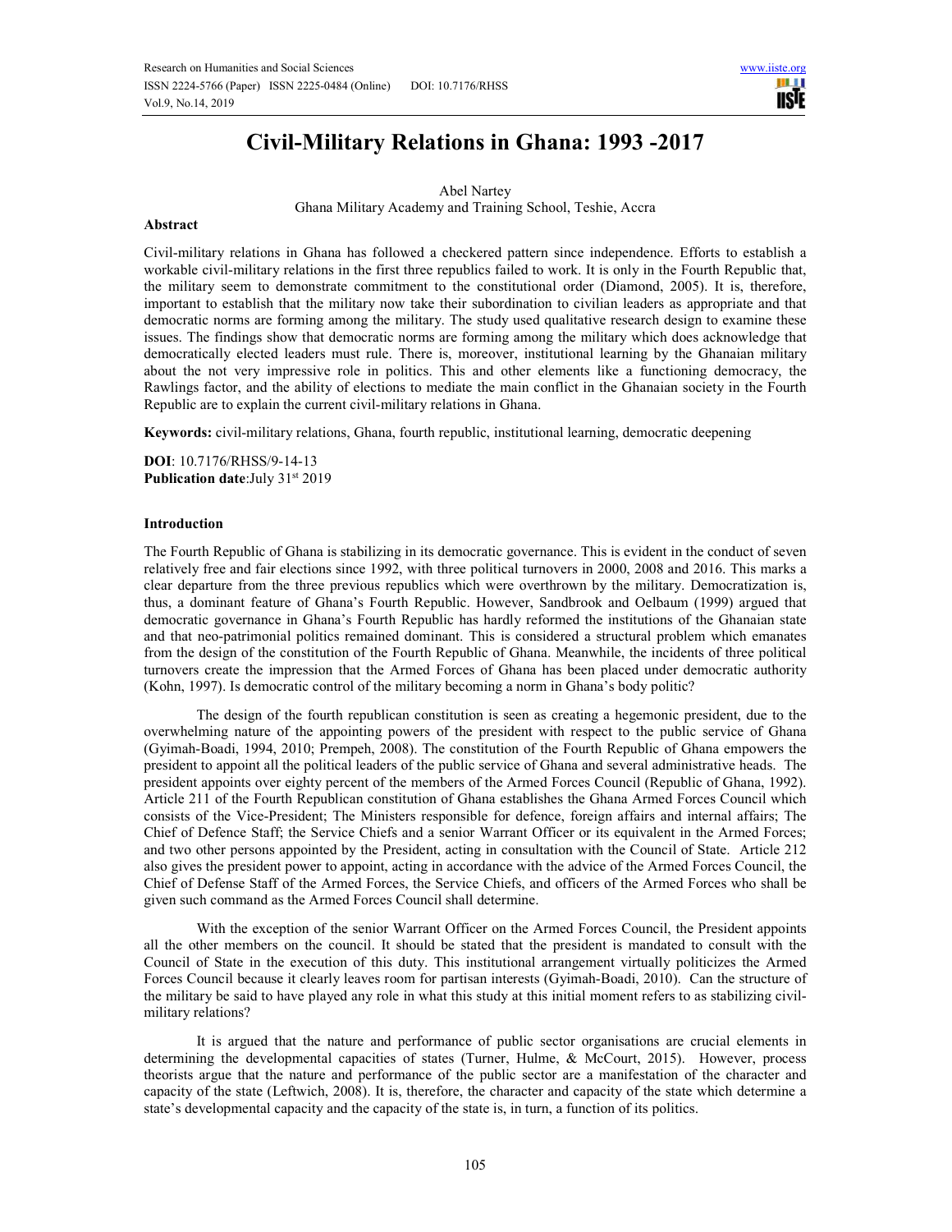# Civil-Military Relations in Ghana: 1993 -2017

Abel Nartey
Ghana Military Academy and Training School, Teshie, Accra

## Abstract

Civil-military relations in Ghana has followed a checkered pattern since independence. Efforts to establish a workable civil-military relations in the first three republics failed to work. It is only in the Fourth Republic that, the military seem to demonstrate commitment to the constitutional order (Diamond, 2005). It is, therefore, important to establish that the military now take their subordination to civilian leaders as appropriate and that democratic norms are forming among the military. The study used qualitative research design to examine these issues. The findings show that democratic norms are forming among the military which does acknowledge that democratically elected leaders must rule. There is, moreover, institutional learning by the Ghanaian military about the not very impressive role in politics. This and other elements like a functioning democracy, the Rawlings factor, and the ability of elections to mediate the main conflict in the Ghanaian society in the Fourth Republic are to explain the current civil-military relations in Ghana.

**Keywords:** civil-military relations, Ghana, fourth republic, institutional learning, democratic deepening

**DOI**: 10.7176/RHSS/9-14-13
**Publication date**:July 31st 2019

## Introduction

The Fourth Republic of Ghana is stabilizing in its democratic governance. This is evident in the conduct of seven relatively free and fair elections since 1992, with three political turnovers in 2000, 2008 and 2016. This marks a clear departure from the three previous republics which were overthrown by the military. Democratization is, thus, a dominant feature of Ghana's Fourth Republic. However, Sandbrook and Oelbaum (1999) argued that democratic governance in Ghana's Fourth Republic has hardly reformed the institutions of the Ghanaian state and that neo-patrimonial politics remained dominant. This is considered a structural problem which emanates from the design of the constitution of the Fourth Republic of Ghana. Meanwhile, the incidents of three political turnovers create the impression that the Armed Forces of Ghana has been placed under democratic authority (Kohn, 1997). Is democratic control of the military becoming a norm in Ghana's body politic?

The design of the fourth republican constitution is seen as creating a hegemonic president, due to the overwhelming nature of the appointing powers of the president with respect to the public service of Ghana (Gyimah-Boadi, 1994, 2010; Prempeh, 2008). The constitution of the Fourth Republic of Ghana empowers the president to appoint all the political leaders of the public service of Ghana and several administrative heads. The president appoints over eighty percent of the members of the Armed Forces Council (Republic of Ghana, 1992). Article 211 of the Fourth Republican constitution of Ghana establishes the Ghana Armed Forces Council which consists of the Vice-President; The Ministers responsible for defence, foreign affairs and internal affairs; The Chief of Defence Staff; the Service Chiefs and a senior Warrant Officer or its equivalent in the Armed Forces; and two other persons appointed by the President, acting in consultation with the Council of State. Article 212 also gives the president power to appoint, acting in accordance with the advice of the Armed Forces Council, the Chief of Defense Staff of the Armed Forces, the Service Chiefs, and officers of the Armed Forces who shall be given such command as the Armed Forces Council shall determine.

With the exception of the senior Warrant Officer on the Armed Forces Council, the President appoints all the other members on the council. It should be stated that the president is mandated to consult with the Council of State in the execution of this duty. This institutional arrangement virtually politicizes the Armed Forces Council because it clearly leaves room for partisan interests (Gyimah-Boadi, 2010). Can the structure of the military be said to have played any role in what this study at this initial moment refers to as stabilizing civil-military relations?

It is argued that the nature and performance of public sector organisations are crucial elements in determining the developmental capacities of states (Turner, Hulme, & McCourt, 2015). However, process theorists argue that the nature and performance of the public sector are a manifestation of the character and capacity of the state (Leftwich, 2008). It is, therefore, the character and capacity of the state which determine a state's developmental capacity and the capacity of the state is, in turn, a function of its politics.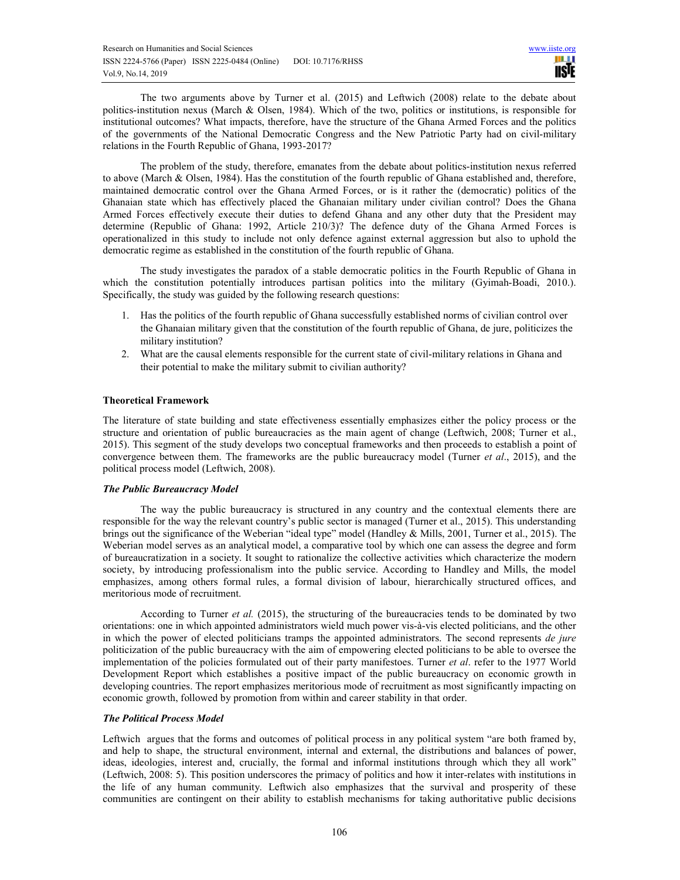The two arguments above by Turner et al. (2015) and Leftwich (2008) relate to the debate about politics-institution nexus (March & Olsen, 1984). Which of the two, politics or institutions, is responsible for institutional outcomes? What impacts, therefore, have the structure of the Ghana Armed Forces and the politics of the governments of the National Democratic Congress and the New Patriotic Party had on civil-military relations in the Fourth Republic of Ghana, 1993-2017?

The problem of the study, therefore, emanates from the debate about politics-institution nexus referred to above (March & Olsen, 1984). Has the constitution of the fourth republic of Ghana established and, therefore, maintained democratic control over the Ghana Armed Forces, or is it rather the (democratic) politics of the Ghanaian state which has effectively placed the Ghanaian military under civilian control? Does the Ghana Armed Forces effectively execute their duties to defend Ghana and any other duty that the President may determine (Republic of Ghana: 1992, Article 210/3)? The defence duty of the Ghana Armed Forces is operationalized in this study to include not only defence against external aggression but also to uphold the democratic regime as established in the constitution of the fourth republic of Ghana.

The study investigates the paradox of a stable democratic politics in the Fourth Republic of Ghana in which the constitution potentially introduces partisan politics into the military (Gyimah-Boadi, 2010.). Specifically, the study was guided by the following research questions:

1. Has the politics of the fourth republic of Ghana successfully established norms of civilian control over the Ghanaian military given that the constitution of the fourth republic of Ghana, de jure, politicizes the military institution?
2. What are the causal elements responsible for the current state of civil-military relations in Ghana and their potential to make the military submit to civilian authority?

## Theoretical Framework

The literature of state building and state effectiveness essentially emphasizes either the policy process or the structure and orientation of public bureaucracies as the main agent of change (Leftwich, 2008; Turner et al., 2015). This segment of the study develops two conceptual frameworks and then proceeds to establish a point of convergence between them. The frameworks are the public bureaucracy model (Turner *et al*., 2015), and the political process model (Leftwich, 2008).

### *The Public Bureaucracy Model*

The way the public bureaucracy is structured in any country and the contextual elements there are responsible for the way the relevant country's public sector is managed (Turner et al., 2015). This understanding brings out the significance of the Weberian "ideal type" model (Handley & Mills, 2001, Turner et al., 2015). The Weberian model serves as an analytical model, a comparative tool by which one can assess the degree and form of bureaucratization in a society. It sought to rationalize the collective activities which characterize the modern society, by introducing professionalism into the public service. According to Handley and Mills, the model emphasizes, among others formal rules, a formal division of labour, hierarchically structured offices, and meritorious mode of recruitment.

According to Turner *et al.* (2015), the structuring of the bureaucracies tends to be dominated by two orientations: one in which appointed administrators wield much power vis-à-vis elected politicians, and the other in which the power of elected politicians tramps the appointed administrators. The second represents *de jure* politicization of the public bureaucracy with the aim of empowering elected politicians to be able to oversee the implementation of the policies formulated out of their party manifestoes. Turner *et al*. refer to the 1977 World Development Report which establishes a positive impact of the public bureaucracy on economic growth in developing countries. The report emphasizes meritorious mode of recruitment as most significantly impacting on economic growth, followed by promotion from within and career stability in that order.

### *The Political Process Model*

Leftwich argues that the forms and outcomes of political process in any political system "are both framed by, and help to shape, the structural environment, internal and external, the distributions and balances of power, ideas, ideologies, interest and, crucially, the formal and informal institutions through which they all work" (Leftwich, 2008: 5). This position underscores the primacy of politics and how it inter-relates with institutions in the life of any human community. Leftwich also emphasizes that the survival and prosperity of these communities are contingent on their ability to establish mechanisms for taking authoritative public decisions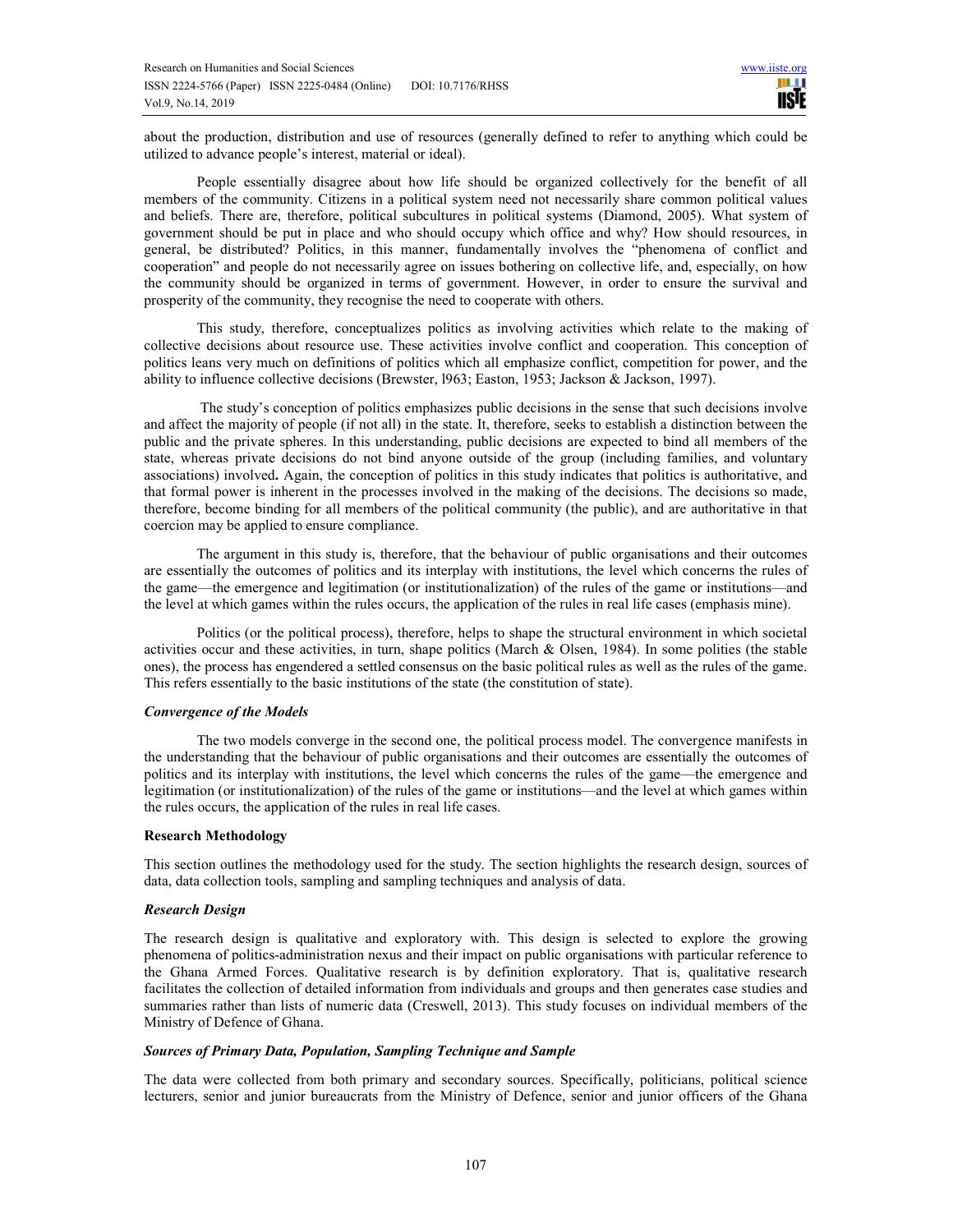about the production, distribution and use of resources (generally defined to refer to anything which could be utilized to advance people's interest, material or ideal).

People essentially disagree about how life should be organized collectively for the benefit of all members of the community. Citizens in a political system need not necessarily share common political values and beliefs. There are, therefore, political subcultures in political systems (Diamond, 2005). What system of government should be put in place and who should occupy which office and why? How should resources, in general, be distributed? Politics, in this manner, fundamentally involves the "phenomena of conflict and cooperation" and people do not necessarily agree on issues bothering on collective life, and, especially, on how the community should be organized in terms of government. However, in order to ensure the survival and prosperity of the community, they recognise the need to cooperate with others.

This study, therefore, conceptualizes politics as involving activities which relate to the making of collective decisions about resource use. These activities involve conflict and cooperation. This conception of politics leans very much on definitions of politics which all emphasize conflict, competition for power, and the ability to influence collective decisions (Brewster, l963; Easton, 1953; Jackson & Jackson, 1997).

The study's conception of politics emphasizes public decisions in the sense that such decisions involve and affect the majority of people (if not all) in the state. It, therefore, seeks to establish a distinction between the public and the private spheres. In this understanding, public decisions are expected to bind all members of the state, whereas private decisions do not bind anyone outside of the group (including families, and voluntary associations) involved**.** Again, the conception of politics in this study indicates that politics is authoritative, and that formal power is inherent in the processes involved in the making of the decisions. The decisions so made, therefore, become binding for all members of the political community (the public), and are authoritative in that coercion may be applied to ensure compliance.

The argument in this study is, therefore, that the behaviour of public organisations and their outcomes are essentially the outcomes of politics and its interplay with institutions, the level which concerns the rules of the game—the emergence and legitimation (or institutionalization) of the rules of the game or institutions—and the level at which games within the rules occurs, the application of the rules in real life cases (emphasis mine).

Politics (or the political process), therefore, helps to shape the structural environment in which societal activities occur and these activities, in turn, shape politics (March & Olsen, 1984). In some polities (the stable ones), the process has engendered a settled consensus on the basic political rules as well as the rules of the game. This refers essentially to the basic institutions of the state (the constitution of state).

### *Convergence of the Models*

The two models converge in the second one, the political process model. The convergence manifests in the understanding that the behaviour of public organisations and their outcomes are essentially the outcomes of politics and its interplay with institutions, the level which concerns the rules of the game—the emergence and legitimation (or institutionalization) of the rules of the game or institutions—and the level at which games within the rules occurs, the application of the rules in real life cases.

## **Research Methodology**

This section outlines the methodology used for the study. The section highlights the research design, sources of data, data collection tools, sampling and sampling techniques and analysis of data.

### *Research Design*

The research design is qualitative and exploratory with. This design is selected to explore the growing phenomena of politics-administration nexus and their impact on public organisations with particular reference to the Ghana Armed Forces. Qualitative research is by definition exploratory. That is, qualitative research facilitates the collection of detailed information from individuals and groups and then generates case studies and summaries rather than lists of numeric data (Creswell, 2013). This study focuses on individual members of the Ministry of Defence of Ghana.

### *Sources of Primary Data, Population, Sampling Technique and Sample*

The data were collected from both primary and secondary sources. Specifically, politicians, political science lecturers, senior and junior bureaucrats from the Ministry of Defence, senior and junior officers of the Ghana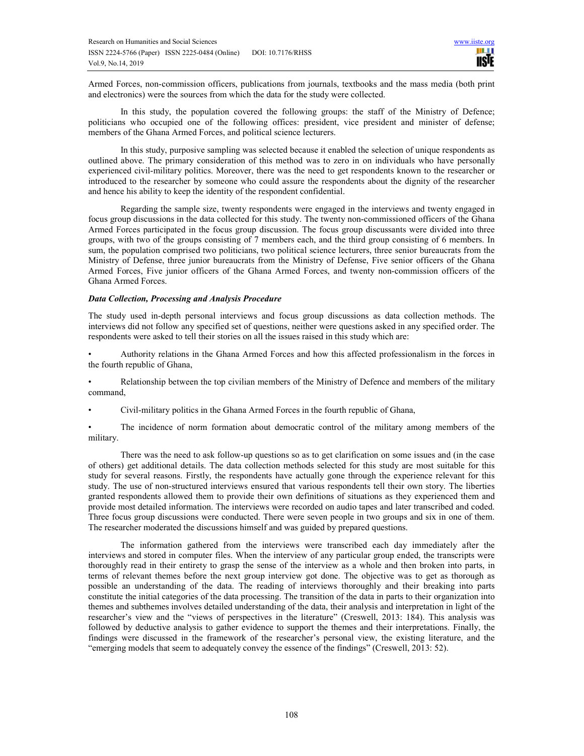Armed Forces, non-commission officers, publications from journals, textbooks and the mass media (both print and electronics) were the sources from which the data for the study were collected.

In this study, the population covered the following groups: the staff of the Ministry of Defence; politicians who occupied one of the following offices: president, vice president and minister of defense; members of the Ghana Armed Forces, and political science lecturers.

In this study, purposive sampling was selected because it enabled the selection of unique respondents as outlined above. The primary consideration of this method was to zero in on individuals who have personally experienced civil-military politics. Moreover, there was the need to get respondents known to the researcher or introduced to the researcher by someone who could assure the respondents about the dignity of the researcher and hence his ability to keep the identity of the respondent confidential.

Regarding the sample size, twenty respondents were engaged in the interviews and twenty engaged in focus group discussions in the data collected for this study. The twenty non-commissioned officers of the Ghana Armed Forces participated in the focus group discussion. The focus group discussants were divided into three groups, with two of the groups consisting of 7 members each, and the third group consisting of 6 members. In sum, the population comprised two politicians, two political science lecturers, three senior bureaucrats from the Ministry of Defense, three junior bureaucrats from the Ministry of Defense, Five senior officers of the Ghana Armed Forces, Five junior officers of the Ghana Armed Forces, and twenty non-commission officers of the Ghana Armed Forces.

***Data Collection, Processing and Analysis Procedure***

The study used in-depth personal interviews and focus group discussions as data collection methods. The interviews did not follow any specified set of questions, neither were questions asked in any specified order. The respondents were asked to tell their stories on all the issues raised in this study which are:

- Authority relations in the Ghana Armed Forces and how this affected professionalism in the forces in the fourth republic of Ghana,
- Relationship between the top civilian members of the Ministry of Defence and members of the military command,
- Civil-military politics in the Ghana Armed Forces in the fourth republic of Ghana,
- The incidence of norm formation about democratic control of the military among members of the military.

There was the need to ask follow-up questions so as to get clarification on some issues and (in the case of others) get additional details. The data collection methods selected for this study are most suitable for this study for several reasons. Firstly, the respondents have actually gone through the experience relevant for this study. The use of non-structured interviews ensured that various respondents tell their own story. The liberties granted respondents allowed them to provide their own definitions of situations as they experienced them and provide most detailed information. The interviews were recorded on audio tapes and later transcribed and coded. Three focus group discussions were conducted. There were seven people in two groups and six in one of them. The researcher moderated the discussions himself and was guided by prepared questions.

The information gathered from the interviews were transcribed each day immediately after the interviews and stored in computer files. When the interview of any particular group ended, the transcripts were thoroughly read in their entirety to grasp the sense of the interview as a whole and then broken into parts, in terms of relevant themes before the next group interview got done. The objective was to get as thorough as possible an understanding of the data. The reading of interviews thoroughly and their breaking into parts constitute the initial categories of the data processing. The transition of the data in parts to their organization into themes and subthemes involves detailed understanding of the data, their analysis and interpretation in light of the researcher's view and the "views of perspectives in the literature" (Creswell, 2013: 184). This analysis was followed by deductive analysis to gather evidence to support the themes and their interpretations. Finally, the findings were discussed in the framework of the researcher's personal view, the existing literature, and the "emerging models that seem to adequately convey the essence of the findings" (Creswell, 2013: 52).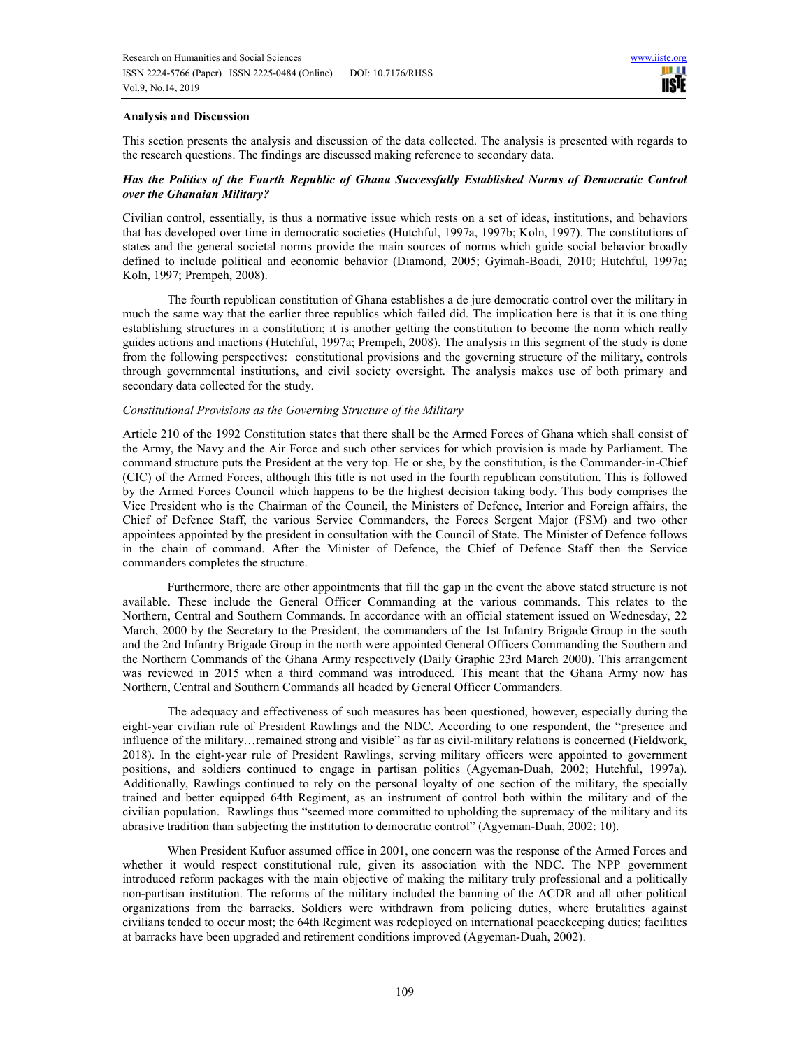## Analysis and Discussion

This section presents the analysis and discussion of the data collected. The analysis is presented with regards to the research questions. The findings are discussed making reference to secondary data.

### *Has the Politics of the Fourth Republic of Ghana Successfully Established Norms of Democratic Control over the Ghanaian Military?*

Civilian control, essentially, is thus a normative issue which rests on a set of ideas, institutions, and behaviors that has developed over time in democratic societies (Hutchful, 1997a, 1997b; Koln, 1997). The constitutions of states and the general societal norms provide the main sources of norms which guide social behavior broadly defined to include political and economic behavior (Diamond, 2005; Gyimah-Boadi, 2010; Hutchful, 1997a; Koln, 1997; Prempeh, 2008).

The fourth republican constitution of Ghana establishes a de jure democratic control over the military in much the same way that the earlier three republics which failed did. The implication here is that it is one thing establishing structures in a constitution; it is another getting the constitution to become the norm which really guides actions and inactions (Hutchful, 1997a; Prempeh, 2008). The analysis in this segment of the study is done from the following perspectives: constitutional provisions and the governing structure of the military, controls through governmental institutions, and civil society oversight. The analysis makes use of both primary and secondary data collected for the study.

#### *Constitutional Provisions as the Governing Structure of the Military*

Article 210 of the 1992 Constitution states that there shall be the Armed Forces of Ghana which shall consist of the Army, the Navy and the Air Force and such other services for which provision is made by Parliament. The command structure puts the President at the very top. He or she, by the constitution, is the Commander-in-Chief (CIC) of the Armed Forces, although this title is not used in the fourth republican constitution. This is followed by the Armed Forces Council which happens to be the highest decision taking body. This body comprises the Vice President who is the Chairman of the Council, the Ministers of Defence, Interior and Foreign affairs, the Chief of Defence Staff, the various Service Commanders, the Forces Sergent Major (FSM) and two other appointees appointed by the president in consultation with the Council of State. The Minister of Defence follows in the chain of command. After the Minister of Defence, the Chief of Defence Staff then the Service commanders completes the structure.

Furthermore, there are other appointments that fill the gap in the event the above stated structure is not available. These include the General Officer Commanding at the various commands. This relates to the Northern, Central and Southern Commands. In accordance with an official statement issued on Wednesday, 22 March, 2000 by the Secretary to the President, the commanders of the 1st Infantry Brigade Group in the south and the 2nd Infantry Brigade Group in the north were appointed General Officers Commanding the Southern and the Northern Commands of the Ghana Army respectively (Daily Graphic 23rd March 2000). This arrangement was reviewed in 2015 when a third command was introduced. This meant that the Ghana Army now has Northern, Central and Southern Commands all headed by General Officer Commanders.

The adequacy and effectiveness of such measures has been questioned, however, especially during the eight-year civilian rule of President Rawlings and the NDC. According to one respondent, the "presence and influence of the military…remained strong and visible" as far as civil-military relations is concerned (Fieldwork, 2018). In the eight-year rule of President Rawlings, serving military officers were appointed to government positions, and soldiers continued to engage in partisan politics (Agyeman-Duah, 2002; Hutchful, 1997a). Additionally, Rawlings continued to rely on the personal loyalty of one section of the military, the specially trained and better equipped 64th Regiment, as an instrument of control both within the military and of the civilian population. Rawlings thus "seemed more committed to upholding the supremacy of the military and its abrasive tradition than subjecting the institution to democratic control" (Agyeman-Duah, 2002: 10).

When President Kufuor assumed office in 2001, one concern was the response of the Armed Forces and whether it would respect constitutional rule, given its association with the NDC. The NPP government introduced reform packages with the main objective of making the military truly professional and a politically non-partisan institution. The reforms of the military included the banning of the ACDR and all other political organizations from the barracks. Soldiers were withdrawn from policing duties, where brutalities against civilians tended to occur most; the 64th Regiment was redeployed on international peacekeeping duties; facilities at barracks have been upgraded and retirement conditions improved (Agyeman-Duah, 2002).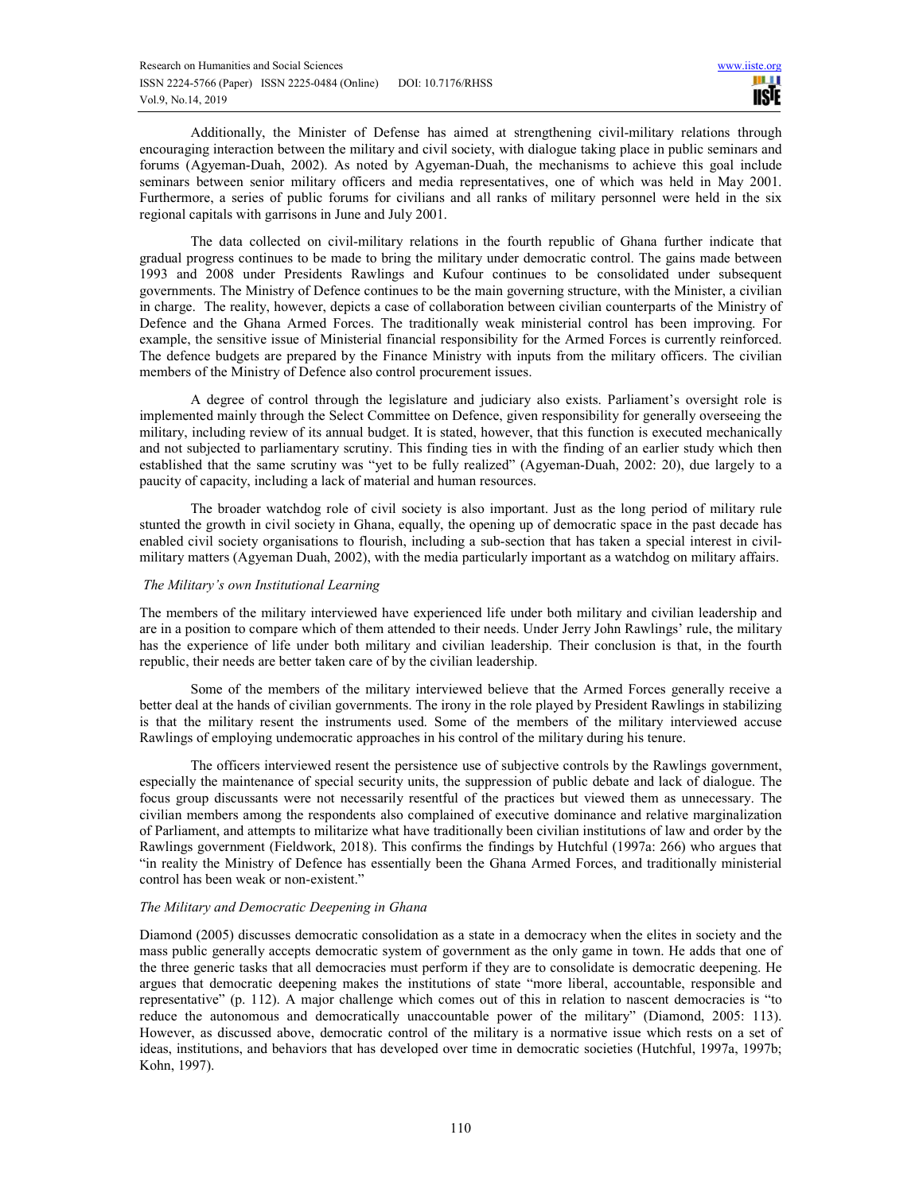Additionally, the Minister of Defense has aimed at strengthening civil-military relations through encouraging interaction between the military and civil society, with dialogue taking place in public seminars and forums (Agyeman-Duah, 2002). As noted by Agyeman-Duah, the mechanisms to achieve this goal include seminars between senior military officers and media representatives, one of which was held in May 2001. Furthermore, a series of public forums for civilians and all ranks of military personnel were held in the six regional capitals with garrisons in June and July 2001.

The data collected on civil-military relations in the fourth republic of Ghana further indicate that gradual progress continues to be made to bring the military under democratic control. The gains made between 1993 and 2008 under Presidents Rawlings and Kufour continues to be consolidated under subsequent governments. The Ministry of Defence continues to be the main governing structure, with the Minister, a civilian in charge. The reality, however, depicts a case of collaboration between civilian counterparts of the Ministry of Defence and the Ghana Armed Forces. The traditionally weak ministerial control has been improving. For example, the sensitive issue of Ministerial financial responsibility for the Armed Forces is currently reinforced. The defence budgets are prepared by the Finance Ministry with inputs from the military officers. The civilian members of the Ministry of Defence also control procurement issues.

A degree of control through the legislature and judiciary also exists. Parliament's oversight role is implemented mainly through the Select Committee on Defence, given responsibility for generally overseeing the military, including review of its annual budget. It is stated, however, that this function is executed mechanically and not subjected to parliamentary scrutiny. This finding ties in with the finding of an earlier study which then established that the same scrutiny was "yet to be fully realized" (Agyeman-Duah, 2002: 20), due largely to a paucity of capacity, including a lack of material and human resources.

The broader watchdog role of civil society is also important. Just as the long period of military rule stunted the growth in civil society in Ghana, equally, the opening up of democratic space in the past decade has enabled civil society organisations to flourish, including a sub-section that has taken a special interest in civil-military matters (Agyeman Duah, 2002), with the media particularly important as a watchdog on military affairs.

*The Military's own Institutional Learning*

The members of the military interviewed have experienced life under both military and civilian leadership and are in a position to compare which of them attended to their needs. Under Jerry John Rawlings' rule, the military has the experience of life under both military and civilian leadership. Their conclusion is that, in the fourth republic, their needs are better taken care of by the civilian leadership.

Some of the members of the military interviewed believe that the Armed Forces generally receive a better deal at the hands of civilian governments. The irony in the role played by President Rawlings in stabilizing is that the military resent the instruments used. Some of the members of the military interviewed accuse Rawlings of employing undemocratic approaches in his control of the military during his tenure.

The officers interviewed resent the persistence use of subjective controls by the Rawlings government, especially the maintenance of special security units, the suppression of public debate and lack of dialogue. The focus group discussants were not necessarily resentful of the practices but viewed them as unnecessary. The civilian members among the respondents also complained of executive dominance and relative marginalization of Parliament, and attempts to militarize what have traditionally been civilian institutions of law and order by the Rawlings government (Fieldwork, 2018). This confirms the findings by Hutchful (1997a: 266) who argues that "in reality the Ministry of Defence has essentially been the Ghana Armed Forces, and traditionally ministerial control has been weak or non-existent."

*The Military and Democratic Deepening in Ghana*

Diamond (2005) discusses democratic consolidation as a state in a democracy when the elites in society and the mass public generally accepts democratic system of government as the only game in town. He adds that one of the three generic tasks that all democracies must perform if they are to consolidate is democratic deepening. He argues that democratic deepening makes the institutions of state "more liberal, accountable, responsible and representative" (p. 112). A major challenge which comes out of this in relation to nascent democracies is "to reduce the autonomous and democratically unaccountable power of the military" (Diamond, 2005: 113). However, as discussed above, democratic control of the military is a normative issue which rests on a set of ideas, institutions, and behaviors that has developed over time in democratic societies (Hutchful, 1997a, 1997b; Kohn, 1997).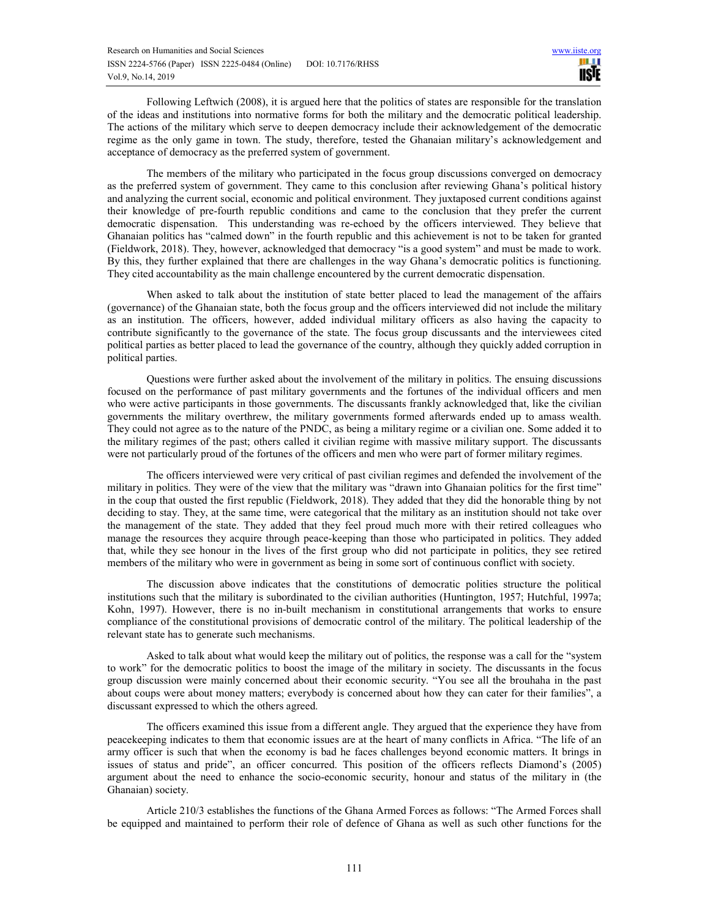Following Leftwich (2008), it is argued here that the politics of states are responsible for the translation of the ideas and institutions into normative forms for both the military and the democratic political leadership. The actions of the military which serve to deepen democracy include their acknowledgement of the democratic regime as the only game in town. The study, therefore, tested the Ghanaian military's acknowledgement and acceptance of democracy as the preferred system of government.

The members of the military who participated in the focus group discussions converged on democracy as the preferred system of government. They came to this conclusion after reviewing Ghana's political history and analyzing the current social, economic and political environment. They juxtaposed current conditions against their knowledge of pre-fourth republic conditions and came to the conclusion that they prefer the current democratic dispensation. This understanding was re-echoed by the officers interviewed. They believe that Ghanaian politics has "calmed down" in the fourth republic and this achievement is not to be taken for granted (Fieldwork, 2018). They, however, acknowledged that democracy "is a good system" and must be made to work. By this, they further explained that there are challenges in the way Ghana's democratic politics is functioning. They cited accountability as the main challenge encountered by the current democratic dispensation.

When asked to talk about the institution of state better placed to lead the management of the affairs (governance) of the Ghanaian state, both the focus group and the officers interviewed did not include the military as an institution. The officers, however, added individual military officers as also having the capacity to contribute significantly to the governance of the state. The focus group discussants and the interviewees cited political parties as better placed to lead the governance of the country, although they quickly added corruption in political parties.

Questions were further asked about the involvement of the military in politics. The ensuing discussions focused on the performance of past military governments and the fortunes of the individual officers and men who were active participants in those governments. The discussants frankly acknowledged that, like the civilian governments the military overthrew, the military governments formed afterwards ended up to amass wealth. They could not agree as to the nature of the PNDC, as being a military regime or a civilian one. Some added it to the military regimes of the past; others called it civilian regime with massive military support. The discussants were not particularly proud of the fortunes of the officers and men who were part of former military regimes.

The officers interviewed were very critical of past civilian regimes and defended the involvement of the military in politics. They were of the view that the military was "drawn into Ghanaian politics for the first time" in the coup that ousted the first republic (Fieldwork, 2018). They added that they did the honorable thing by not deciding to stay. They, at the same time, were categorical that the military as an institution should not take over the management of the state. They added that they feel proud much more with their retired colleagues who manage the resources they acquire through peace-keeping than those who participated in politics. They added that, while they see honour in the lives of the first group who did not participate in politics, they see retired members of the military who were in government as being in some sort of continuous conflict with society.

The discussion above indicates that the constitutions of democratic polities structure the political institutions such that the military is subordinated to the civilian authorities (Huntington, 1957; Hutchful, 1997a; Kohn, 1997). However, there is no in-built mechanism in constitutional arrangements that works to ensure compliance of the constitutional provisions of democratic control of the military. The political leadership of the relevant state has to generate such mechanisms.

Asked to talk about what would keep the military out of politics, the response was a call for the "system to work" for the democratic politics to boost the image of the military in society. The discussants in the focus group discussion were mainly concerned about their economic security. "You see all the brouhaha in the past about coups were about money matters; everybody is concerned about how they can cater for their families", a discussant expressed to which the others agreed.

The officers examined this issue from a different angle. They argued that the experience they have from peacekeeping indicates to them that economic issues are at the heart of many conflicts in Africa. "The life of an army officer is such that when the economy is bad he faces challenges beyond economic matters. It brings in issues of status and pride", an officer concurred. This position of the officers reflects Diamond's (2005) argument about the need to enhance the socio-economic security, honour and status of the military in (the Ghanaian) society.

Article 210/3 establishes the functions of the Ghana Armed Forces as follows: "The Armed Forces shall be equipped and maintained to perform their role of defence of Ghana as well as such other functions for the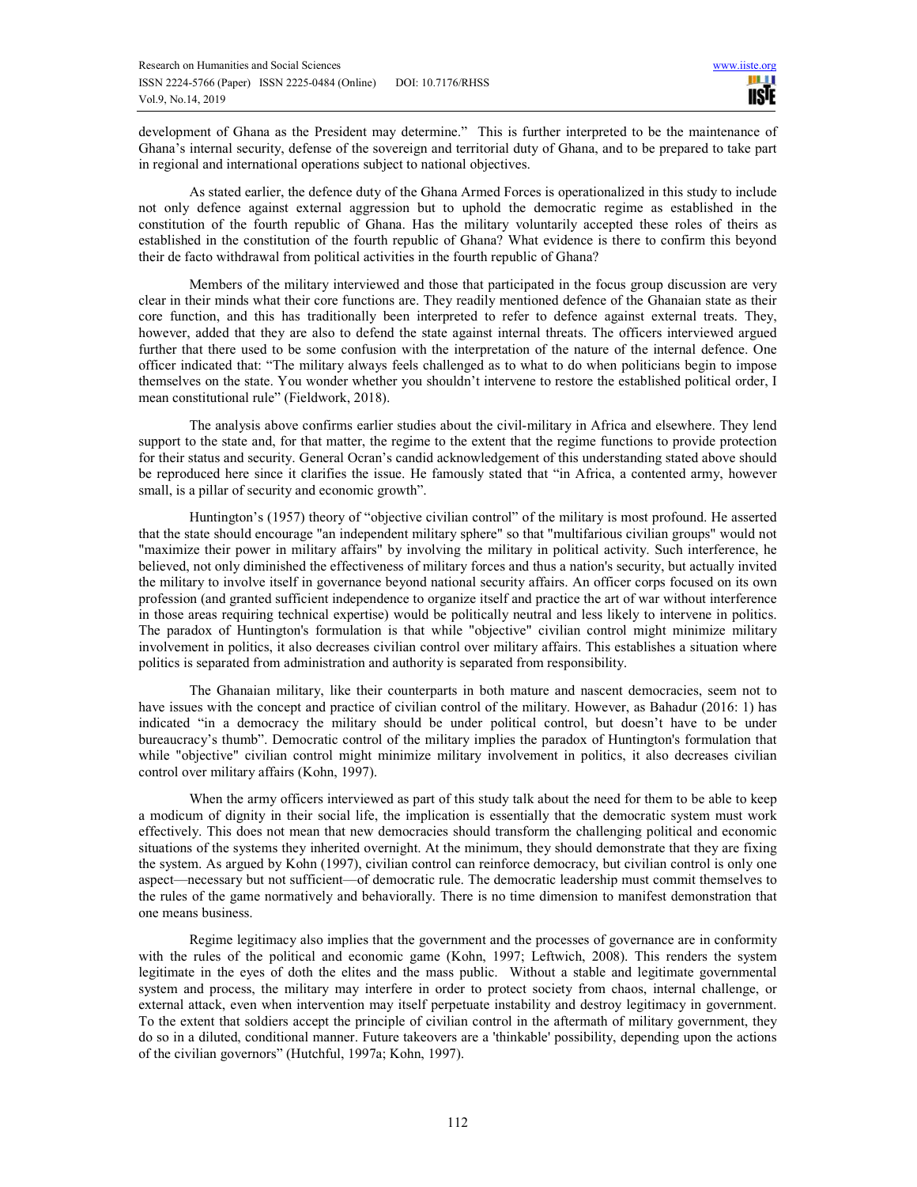development of Ghana as the President may determine." This is further interpreted to be the maintenance of Ghana's internal security, defense of the sovereign and territorial duty of Ghana, and to be prepared to take part in regional and international operations subject to national objectives.

As stated earlier, the defence duty of the Ghana Armed Forces is operationalized in this study to include not only defence against external aggression but to uphold the democratic regime as established in the constitution of the fourth republic of Ghana. Has the military voluntarily accepted these roles of theirs as established in the constitution of the fourth republic of Ghana? What evidence is there to confirm this beyond their de facto withdrawal from political activities in the fourth republic of Ghana?

Members of the military interviewed and those that participated in the focus group discussion are very clear in their minds what their core functions are. They readily mentioned defence of the Ghanaian state as their core function, and this has traditionally been interpreted to refer to defence against external treats. They, however, added that they are also to defend the state against internal threats. The officers interviewed argued further that there used to be some confusion with the interpretation of the nature of the internal defence. One officer indicated that: "The military always feels challenged as to what to do when politicians begin to impose themselves on the state. You wonder whether you shouldn't intervene to restore the established political order, I mean constitutional rule" (Fieldwork, 2018).

The analysis above confirms earlier studies about the civil-military in Africa and elsewhere. They lend support to the state and, for that matter, the regime to the extent that the regime functions to provide protection for their status and security. General Ocran's candid acknowledgement of this understanding stated above should be reproduced here since it clarifies the issue. He famously stated that "in Africa, a contented army, however small, is a pillar of security and economic growth".

Huntington's (1957) theory of "objective civilian control" of the military is most profound. He asserted that the state should encourage "an independent military sphere" so that "multifarious civilian groups" would not "maximize their power in military affairs" by involving the military in political activity. Such interference, he believed, not only diminished the effectiveness of military forces and thus a nation's security, but actually invited the military to involve itself in governance beyond national security affairs. An officer corps focused on its own profession (and granted sufficient independence to organize itself and practice the art of war without interference in those areas requiring technical expertise) would be politically neutral and less likely to intervene in politics. The paradox of Huntington's formulation is that while "objective" civilian control might minimize military involvement in politics, it also decreases civilian control over military affairs. This establishes a situation where politics is separated from administration and authority is separated from responsibility.

The Ghanaian military, like their counterparts in both mature and nascent democracies, seem not to have issues with the concept and practice of civilian control of the military. However, as Bahadur (2016: 1) has indicated "in a democracy the military should be under political control, but doesn't have to be under bureaucracy's thumb". Democratic control of the military implies the paradox of Huntington's formulation that while "objective" civilian control might minimize military involvement in politics, it also decreases civilian control over military affairs (Kohn, 1997).

When the army officers interviewed as part of this study talk about the need for them to be able to keep a modicum of dignity in their social life, the implication is essentially that the democratic system must work effectively. This does not mean that new democracies should transform the challenging political and economic situations of the systems they inherited overnight. At the minimum, they should demonstrate that they are fixing the system. As argued by Kohn (1997), civilian control can reinforce democracy, but civilian control is only one aspect—necessary but not sufficient—of democratic rule. The democratic leadership must commit themselves to the rules of the game normatively and behaviorally. There is no time dimension to manifest demonstration that one means business.

Regime legitimacy also implies that the government and the processes of governance are in conformity with the rules of the political and economic game (Kohn, 1997; Leftwich, 2008). This renders the system legitimate in the eyes of doth the elites and the mass public. Without a stable and legitimate governmental system and process, the military may interfere in order to protect society from chaos, internal challenge, or external attack, even when intervention may itself perpetuate instability and destroy legitimacy in government. To the extent that soldiers accept the principle of civilian control in the aftermath of military government, they do so in a diluted, conditional manner. Future takeovers are a 'thinkable' possibility, depending upon the actions of the civilian governors" (Hutchful, 1997a; Kohn, 1997).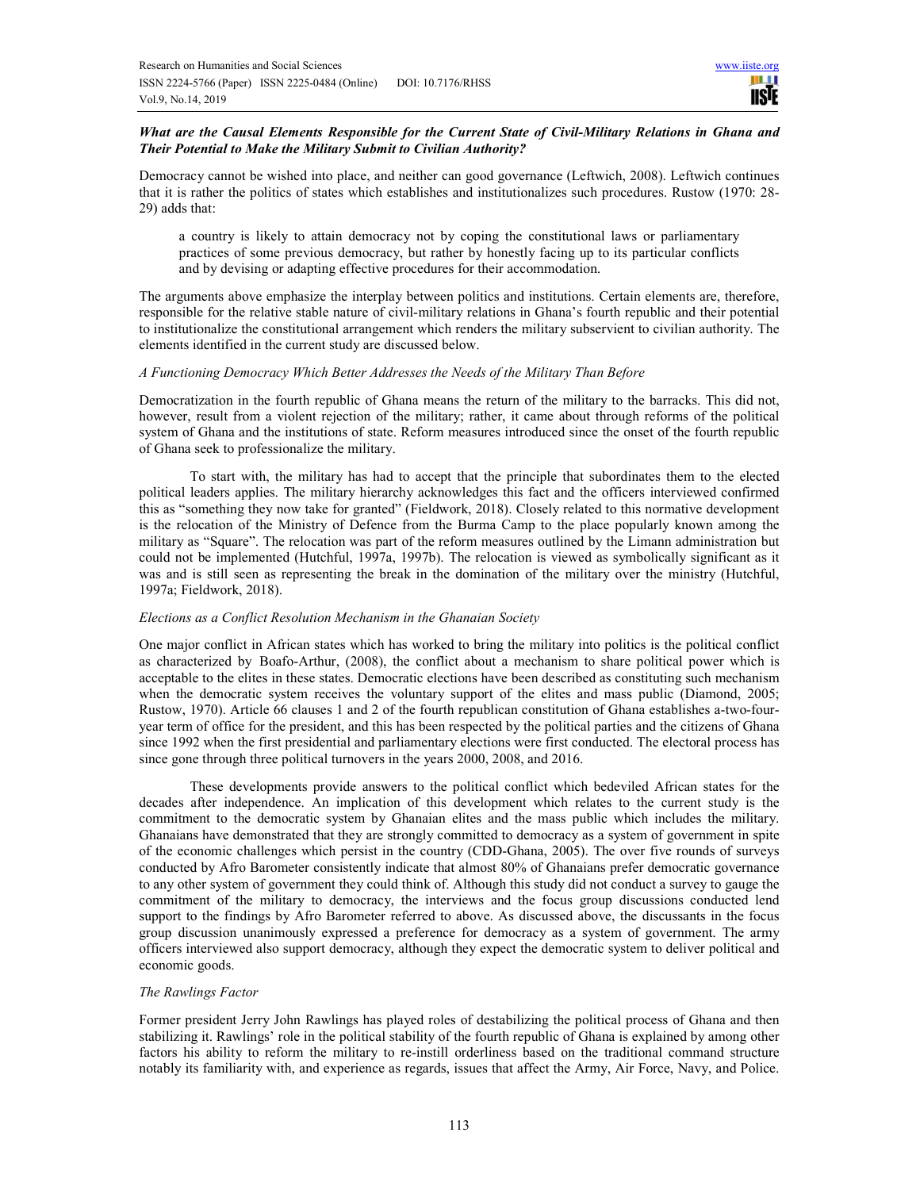***What are the Causal Elements Responsible for the Current State of Civil-Military Relations in Ghana and Their Potential to Make the Military Submit to Civilian Authority?***

Democracy cannot be wished into place, and neither can good governance (Leftwich, 2008). Leftwich continues that it is rather the politics of states which establishes and institutionalizes such procedures. Rustow (1970: 28-29) adds that:

> a country is likely to attain democracy not by coping the constitutional laws or parliamentary practices of some previous democracy, but rather by honestly facing up to its particular conflicts and by devising or adapting effective procedures for their accommodation.

The arguments above emphasize the interplay between politics and institutions. Certain elements are, therefore, responsible for the relative stable nature of civil-military relations in Ghana's fourth republic and their potential to institutionalize the constitutional arrangement which renders the military subservient to civilian authority. The elements identified in the current study are discussed below.

*A Functioning Democracy Which Better Addresses the Needs of the Military Than Before*

Democratization in the fourth republic of Ghana means the return of the military to the barracks. This did not, however, result from a violent rejection of the military; rather, it came about through reforms of the political system of Ghana and the institutions of state. Reform measures introduced since the onset of the fourth republic of Ghana seek to professionalize the military.

To start with, the military has had to accept that the principle that subordinates them to the elected political leaders applies. The military hierarchy acknowledges this fact and the officers interviewed confirmed this as "something they now take for granted" (Fieldwork, 2018). Closely related to this normative development is the relocation of the Ministry of Defence from the Burma Camp to the place popularly known among the military as "Square". The relocation was part of the reform measures outlined by the Limann administration but could not be implemented (Hutchful, 1997a, 1997b). The relocation is viewed as symbolically significant as it was and is still seen as representing the break in the domination of the military over the ministry (Hutchful, 1997a; Fieldwork, 2018).

*Elections as a Conflict Resolution Mechanism in the Ghanaian Society*

One major conflict in African states which has worked to bring the military into politics is the political conflict as characterized by Boafo-Arthur, (2008), the conflict about a mechanism to share political power which is acceptable to the elites in these states. Democratic elections have been described as constituting such mechanism when the democratic system receives the voluntary support of the elites and mass public (Diamond, 2005; Rustow, 1970). Article 66 clauses 1 and 2 of the fourth republican constitution of Ghana establishes a-two-four-year term of office for the president, and this has been respected by the political parties and the citizens of Ghana since 1992 when the first presidential and parliamentary elections were first conducted. The electoral process has since gone through three political turnovers in the years 2000, 2008, and 2016.

These developments provide answers to the political conflict which bedeviled African states for the decades after independence. An implication of this development which relates to the current study is the commitment to the democratic system by Ghanaian elites and the mass public which includes the military. Ghanaians have demonstrated that they are strongly committed to democracy as a system of government in spite of the economic challenges which persist in the country (CDD-Ghana, 2005). The over five rounds of surveys conducted by Afro Barometer consistently indicate that almost 80% of Ghanaians prefer democratic governance to any other system of government they could think of. Although this study did not conduct a survey to gauge the commitment of the military to democracy, the interviews and the focus group discussions conducted lend support to the findings by Afro Barometer referred to above. As discussed above, the discussants in the focus group discussion unanimously expressed a preference for democracy as a system of government. The army officers interviewed also support democracy, although they expect the democratic system to deliver political and economic goods.

*The Rawlings Factor*

Former president Jerry John Rawlings has played roles of destabilizing the political process of Ghana and then stabilizing it. Rawlings' role in the political stability of the fourth republic of Ghana is explained by among other factors his ability to reform the military to re-instill orderliness based on the traditional command structure notably its familiarity with, and experience as regards, issues that affect the Army, Air Force, Navy, and Police.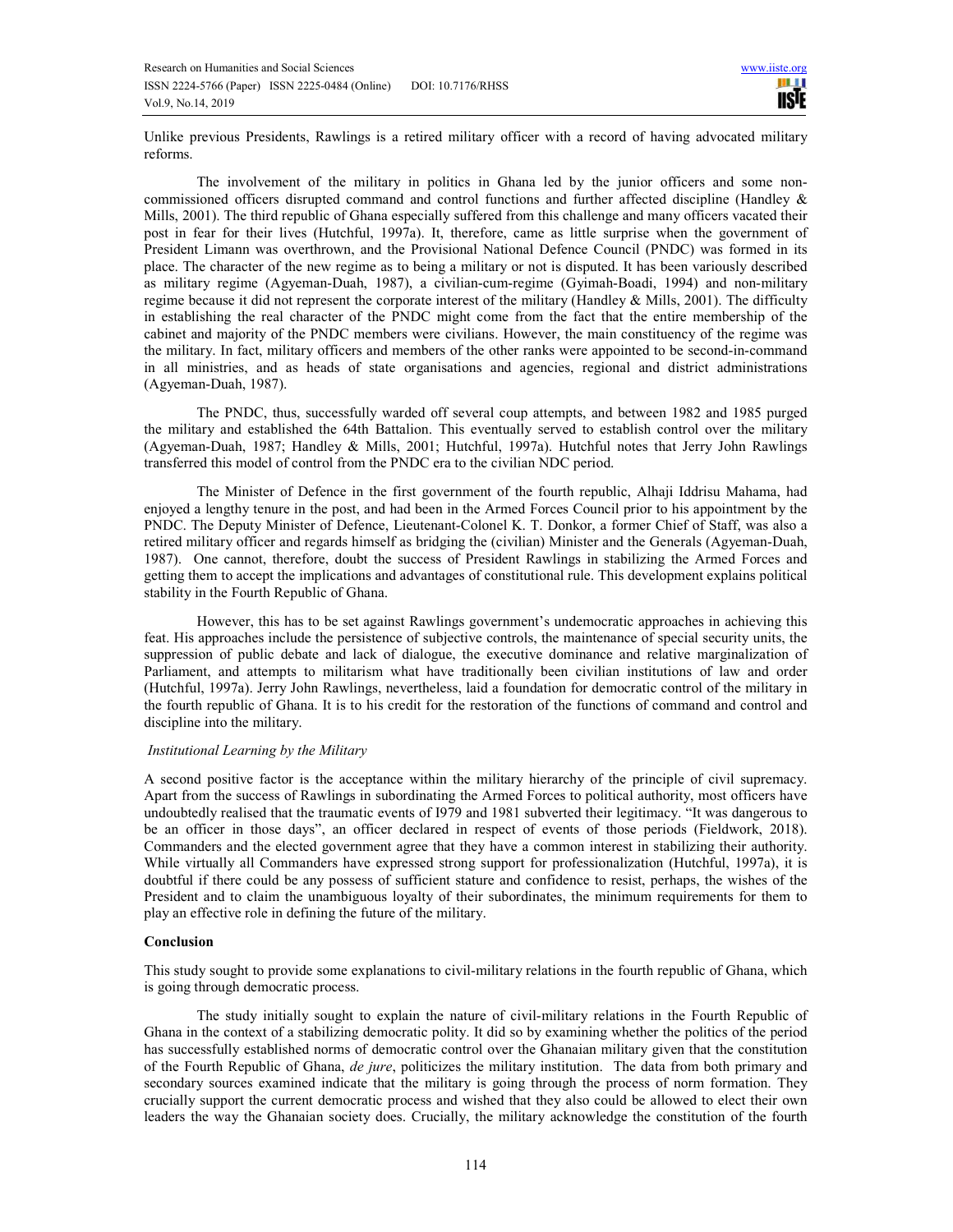Unlike previous Presidents, Rawlings is a retired military officer with a record of having advocated military reforms.

The involvement of the military in politics in Ghana led by the junior officers and some non-commissioned officers disrupted command and control functions and further affected discipline (Handley & Mills, 2001). The third republic of Ghana especially suffered from this challenge and many officers vacated their post in fear for their lives (Hutchful, 1997a). It, therefore, came as little surprise when the government of President Limann was overthrown, and the Provisional National Defence Council (PNDC) was formed in its place. The character of the new regime as to being a military or not is disputed. It has been variously described as military regime (Agyeman-Duah, 1987), a civilian-cum-regime (Gyimah-Boadi, 1994) and non-military regime because it did not represent the corporate interest of the military (Handley & Mills, 2001). The difficulty in establishing the real character of the PNDC might come from the fact that the entire membership of the cabinet and majority of the PNDC members were civilians. However, the main constituency of the regime was the military. In fact, military officers and members of the other ranks were appointed to be second-in-command in all ministries, and as heads of state organisations and agencies, regional and district administrations (Agyeman-Duah, 1987).

The PNDC, thus, successfully warded off several coup attempts, and between 1982 and 1985 purged the military and established the 64th Battalion. This eventually served to establish control over the military (Agyeman-Duah, 1987; Handley & Mills, 2001; Hutchful, 1997a). Hutchful notes that Jerry John Rawlings transferred this model of control from the PNDC era to the civilian NDC period.

The Minister of Defence in the first government of the fourth republic, Alhaji Iddrisu Mahama, had enjoyed a lengthy tenure in the post, and had been in the Armed Forces Council prior to his appointment by the PNDC. The Deputy Minister of Defence, Lieutenant-Colonel K. T. Donkor, a former Chief of Staff, was also a retired military officer and regards himself as bridging the (civilian) Minister and the Generals (Agyeman-Duah, 1987). One cannot, therefore, doubt the success of President Rawlings in stabilizing the Armed Forces and getting them to accept the implications and advantages of constitutional rule. This development explains political stability in the Fourth Republic of Ghana.

However, this has to be set against Rawlings government's undemocratic approaches in achieving this feat. His approaches include the persistence of subjective controls, the maintenance of special security units, the suppression of public debate and lack of dialogue, the executive dominance and relative marginalization of Parliament, and attempts to militarism what have traditionally been civilian institutions of law and order (Hutchful, 1997a). Jerry John Rawlings, nevertheless, laid a foundation for democratic control of the military in the fourth republic of Ghana. It is to his credit for the restoration of the functions of command and control and discipline into the military.

*Institutional Learning by the Military*

A second positive factor is the acceptance within the military hierarchy of the principle of civil supremacy. Apart from the success of Rawlings in subordinating the Armed Forces to political authority, most officers have undoubtedly realised that the traumatic events of I979 and 1981 subverted their legitimacy. "It was dangerous to be an officer in those days", an officer declared in respect of events of those periods (Fieldwork, 2018). Commanders and the elected government agree that they have a common interest in stabilizing their authority. While virtually all Commanders have expressed strong support for professionalization (Hutchful, 1997a), it is doubtful if there could be any possess of sufficient stature and confidence to resist, perhaps, the wishes of the President and to claim the unambiguous loyalty of their subordinates, the minimum requirements for them to play an effective role in defining the future of the military.

## Conclusion

This study sought to provide some explanations to civil-military relations in the fourth republic of Ghana, which is going through democratic process.

The study initially sought to explain the nature of civil-military relations in the Fourth Republic of Ghana in the context of a stabilizing democratic polity. It did so by examining whether the politics of the period has successfully established norms of democratic control over the Ghanaian military given that the constitution of the Fourth Republic of Ghana, *de jure*, politicizes the military institution. The data from both primary and secondary sources examined indicate that the military is going through the process of norm formation. They crucially support the current democratic process and wished that they also could be allowed to elect their own leaders the way the Ghanaian society does. Crucially, the military acknowledge the constitution of the fourth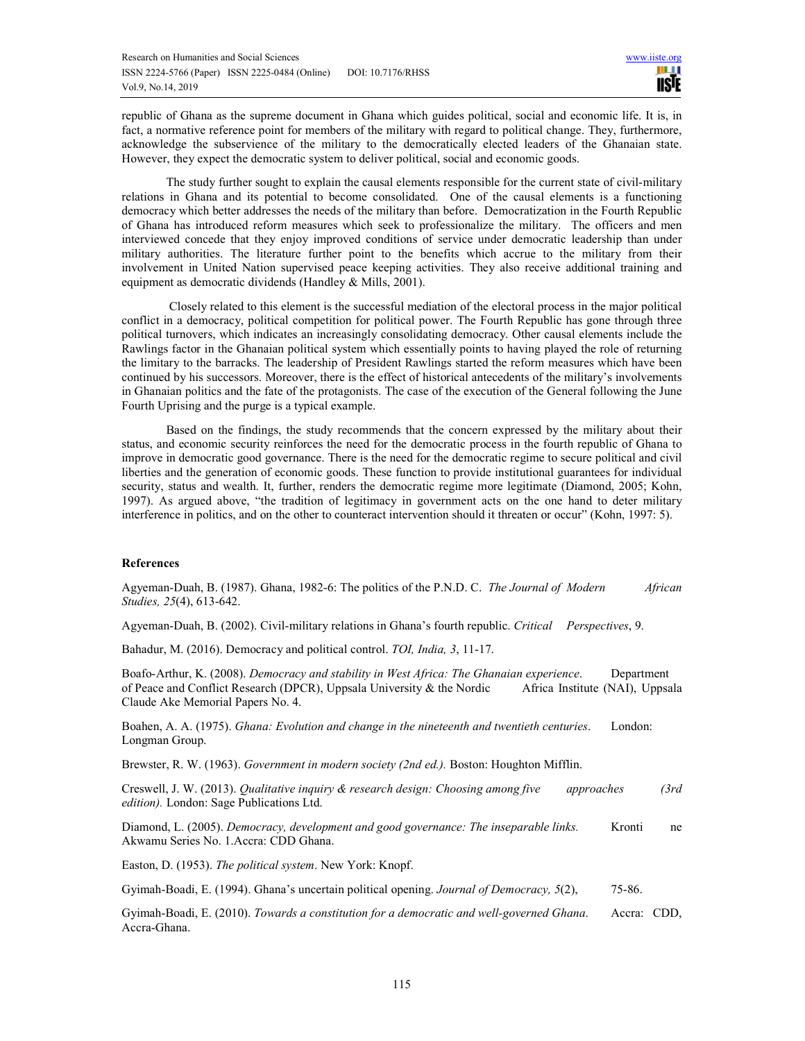republic of Ghana as the supreme document in Ghana which guides political, social and economic life. It is, in fact, a normative reference point for members of the military with regard to political change. They, furthermore, acknowledge the subservience of the military to the democratically elected leaders of the Ghanaian state. However, they expect the democratic system to deliver political, social and economic goods.

The study further sought to explain the causal elements responsible for the current state of civil-military relations in Ghana and its potential to become consolidated. One of the causal elements is a functioning democracy which better addresses the needs of the military than before. Democratization in the Fourth Republic of Ghana has introduced reform measures which seek to professionalize the military. The officers and men interviewed concede that they enjoy improved conditions of service under democratic leadership than under military authorities. The literature further point to the benefits which accrue to the military from their involvement in United Nation supervised peace keeping activities. They also receive additional training and equipment as democratic dividends (Handley & Mills, 2001).

Closely related to this element is the successful mediation of the electoral process in the major political conflict in a democracy, political competition for political power. The Fourth Republic has gone through three political turnovers, which indicates an increasingly consolidating democracy. Other causal elements include the Rawlings factor in the Ghanaian political system which essentially points to having played the role of returning the limitary to the barracks. The leadership of President Rawlings started the reform measures which have been continued by his successors. Moreover, there is the effect of historical antecedents of the military's involvements in Ghanaian politics and the fate of the protagonists. The case of the execution of the General following the June Fourth Uprising and the purge is a typical example.

Based on the findings, the study recommends that the concern expressed by the military about their status, and economic security reinforces the need for the democratic process in the fourth republic of Ghana to improve in democratic good governance. There is the need for the democratic regime to secure political and civil liberties and the generation of economic goods. These function to provide institutional guarantees for individual security, status and wealth. It, further, renders the democratic regime more legitimate (Diamond, 2005; Kohn, 1997). As argued above, "the tradition of legitimacy in government acts on the one hand to deter military interference in politics, and on the other to counteract intervention should it threaten or occur" (Kohn, 1997: 5).

**References**

Agyeman-Duah, B. (1987). Ghana, 1982-6: The politics of the P.N.D. C. *The Journal of Modern African Studies, 25*(4), 613-642.

Agyeman-Duah, B. (2002). Civil-military relations in Ghana's fourth republic. *Critical Perspectives*, 9.

Bahadur, M. (2016). Democracy and political control. *TOI, India, 3*, 11-17.

Boafo-Arthur, K. (2008). *Democracy and stability in West Africa: The Ghanaian experience*. Department of Peace and Conflict Research (DPCR), Uppsala University & the Nordic Africa Institute (NAI), Uppsala Claude Ake Memorial Papers No. 4.

Boahen, A. A. (1975). *Ghana: Evolution and change in the nineteenth and twentieth centuries*. London: Longman Group.

Brewster, R. W. (1963). *Government in modern society (2nd ed.).* Boston: Houghton Mifflin.

Creswell, J. W. (2013). *Qualitative inquiry & research design: Choosing among five approaches (3rd edition).* London: Sage Publications Ltd.

Diamond, L. (2005). *Democracy, development and good governance: The inseparable links.* Kronti ne Akwamu Series No. 1.Accra: CDD Ghana.

Easton, D. (1953). *The political system*. New York: Knopf.

Gyimah-Boadi, E. (1994). Ghana's uncertain political opening. *Journal of Democracy, 5*(2), 75-86.

Gyimah-Boadi, E. (2010). *Towards a constitution for a democratic and well-governed Ghana*. Accra: CDD, Accra-Ghana.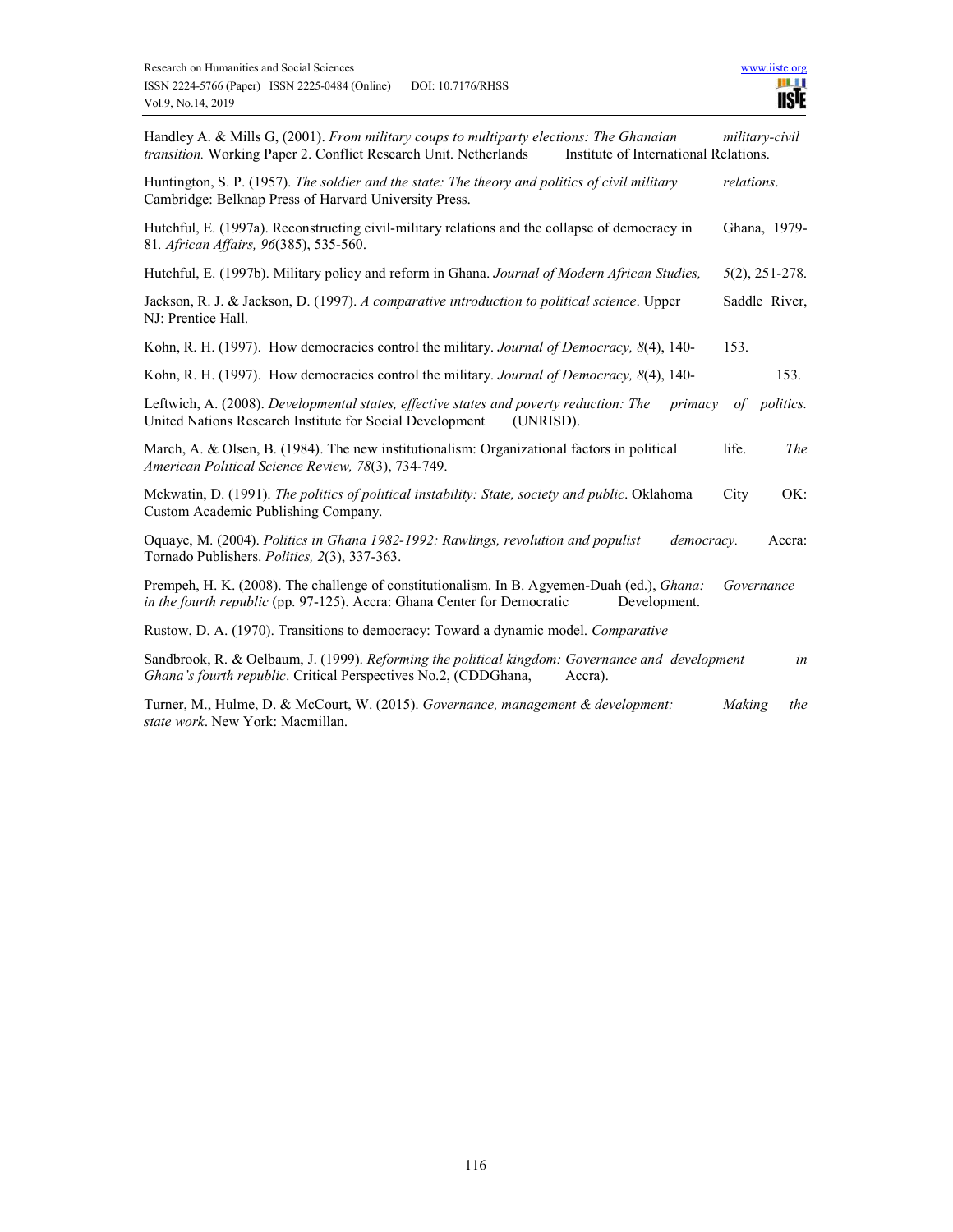Handley A. & Mills G, (2001). *From military coups to multiparty elections: The Ghanaian military-civil transition.* Working Paper 2. Conflict Research Unit. Netherlands Institute of International Relations.

Huntington, S. P. (1957). *The soldier and the state: The theory and politics of civil military relations*. Cambridge: Belknap Press of Harvard University Press.

Hutchful, E. (1997a). Reconstructing civil-military relations and the collapse of democracy in Ghana, 1979-81. *African Affairs, 96*(385), 535-560.

Hutchful, E. (1997b). Military policy and reform in Ghana. *Journal of Modern African Studies, 5*(2), 251-278.

Jackson, R. J. & Jackson, D. (1997). *A comparative introduction to political science*. Upper Saddle River, NJ: Prentice Hall.

Kohn, R. H. (1997). How democracies control the military. *Journal of Democracy, 8*(4), 140- 153.

Kohn, R. H. (1997). How democracies control the military. *Journal of Democracy, 8*(4), 140- 153.

Leftwich, A. (2008). *Developmental states, effective states and poverty reduction: The primacy of politics.* United Nations Research Institute for Social Development (UNRISD).

March, A. & Olsen, B. (1984). The new institutionalism: Organizational factors in political life. *The American Political Science Review, 78*(3), 734-749.

Mckwatin, D. (1991). *The politics of political instability: State, society and public*. Oklahoma City OK: Custom Academic Publishing Company.

Oquaye, M. (2004). *Politics in Ghana 1982-1992: Rawlings, revolution and populist democracy.* Accra: Tornado Publishers. *Politics, 2*(3), 337-363.

Prempeh, H. K. (2008). The challenge of constitutionalism. In B. Agyemen-Duah (ed.), *Ghana: Governance in the fourth republic* (pp. 97-125). Accra: Ghana Center for Democratic Development.

Rustow, D. A. (1970). Transitions to democracy: Toward a dynamic model. *Comparative*

Sandbrook, R. & Oelbaum, J. (1999). *Reforming the political kingdom: Governance and development in Ghana's fourth republic*. Critical Perspectives No.2, (CDDGhana, Accra).

Turner, M., Hulme, D. & McCourt, W. (2015). *Governance, management & development: Making the state work*. New York: Macmillan.